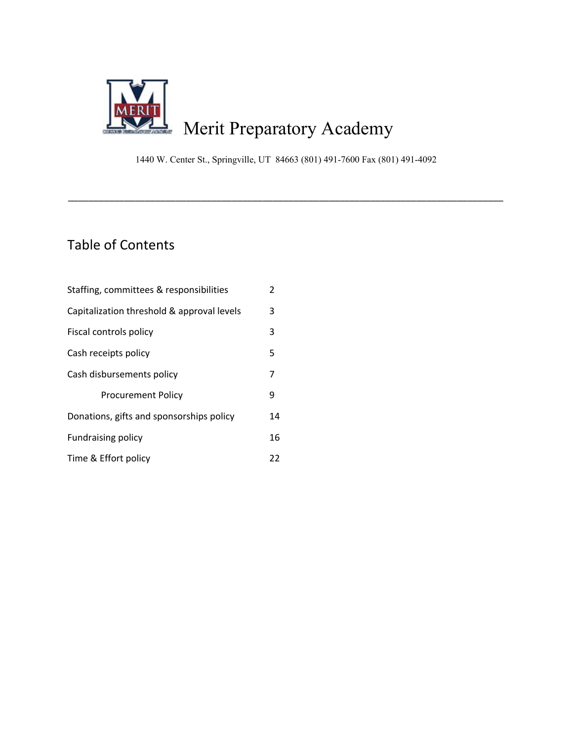# Merit Preparatory Academy

1440 W. Center St., Springville, UT 84663 (801) 491-7600 Fax (801) 491-4092

---

## Table of Contents

| | |
|---|---|
| Staffing, committees & responsibilities | 2 |
| Capitalization threshold & approval levels | 3 |
| Fiscal controls policy | 3 |
| Cash receipts policy | 5 |
| Cash disbursements policy | 7 |
| Procurement Policy | 9 |
| Donations, gifts and sponsorships policy | 14 |
| Fundraising policy | 16 |
| Time & Effort policy | 22 |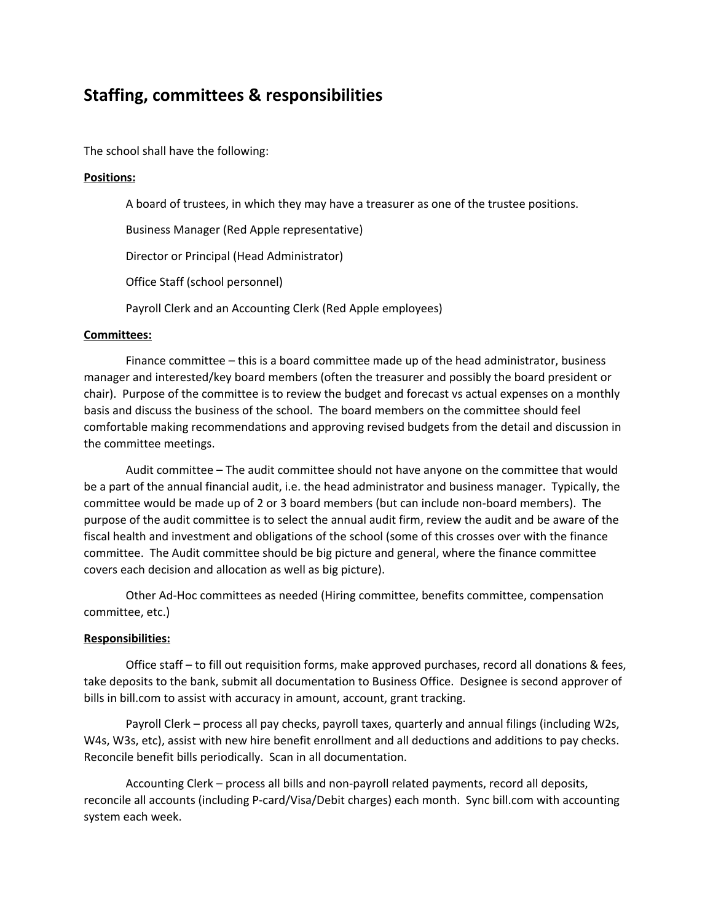## Staffing, committees & responsibilities

The school shall have the following:

**Positions:**

A board of trustees, in which they may have a treasurer as one of the trustee positions.

Business Manager (Red Apple representative)

Director or Principal (Head Administrator)

Office Staff (school personnel)

Payroll Clerk and an Accounting Clerk (Red Apple employees)

**Committees:**

Finance committee – this is a board committee made up of the head administrator, business manager and interested/key board members (often the treasurer and possibly the board president or chair). Purpose of the committee is to review the budget and forecast vs actual expenses on a monthly basis and discuss the business of the school. The board members on the committee should feel comfortable making recommendations and approving revised budgets from the detail and discussion in the committee meetings.

Audit committee – The audit committee should not have anyone on the committee that would be a part of the annual financial audit, i.e. the head administrator and business manager. Typically, the committee would be made up of 2 or 3 board members (but can include non-board members). The purpose of the audit committee is to select the annual audit firm, review the audit and be aware of the fiscal health and investment and obligations of the school (some of this crosses over with the finance committee. The Audit committee should be big picture and general, where the finance committee covers each decision and allocation as well as big picture).

Other Ad-Hoc committees as needed (Hiring committee, benefits committee, compensation committee, etc.)

**Responsibilities:**

Office staff – to fill out requisition forms, make approved purchases, record all donations & fees, take deposits to the bank, submit all documentation to Business Office. Designee is second approver of bills in bill.com to assist with accuracy in amount, account, grant tracking.

Payroll Clerk – process all pay checks, payroll taxes, quarterly and annual filings (including W2s, W4s, W3s, etc), assist with new hire benefit enrollment and all deductions and additions to pay checks. Reconcile benefit bills periodically. Scan in all documentation.

Accounting Clerk – process all bills and non-payroll related payments, record all deposits, reconcile all accounts (including P-card/Visa/Debit charges) each month. Sync bill.com with accounting system each week.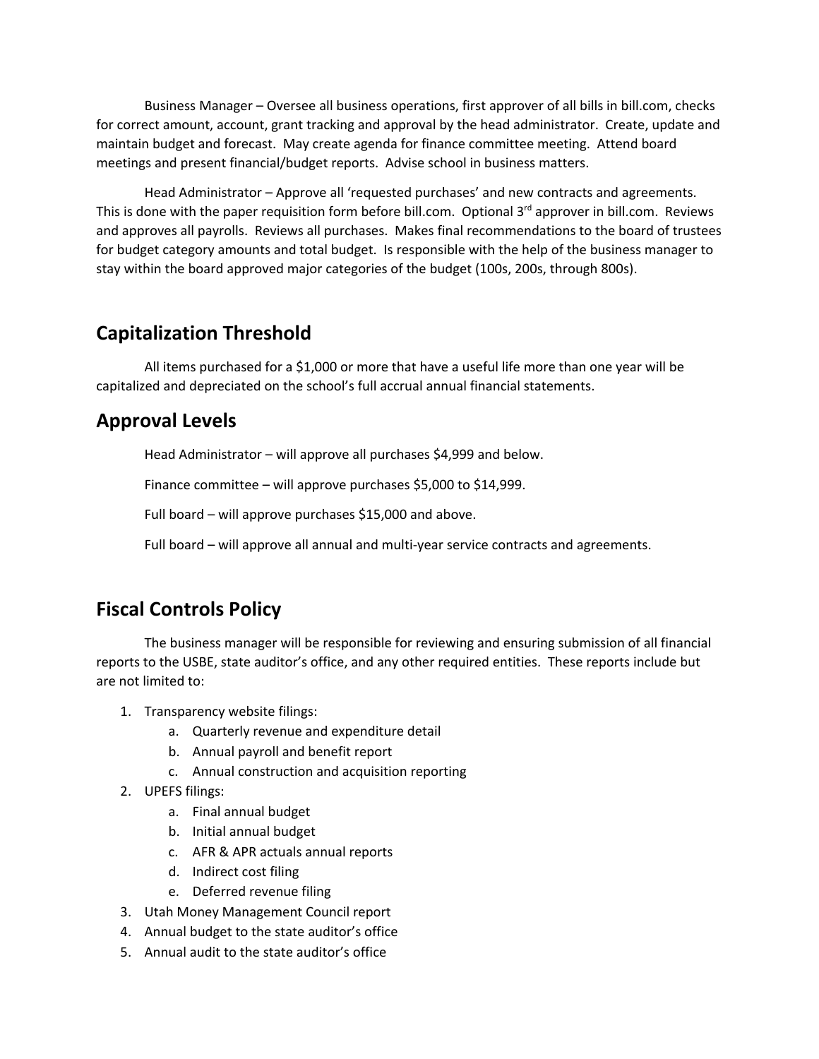Business Manager – Oversee all business operations, first approver of all bills in bill.com, checks for correct amount, account, grant tracking and approval by the head administrator. Create, update and maintain budget and forecast. May create agenda for finance committee meeting. Attend board meetings and present financial/budget reports. Advise school in business matters.

Head Administrator – Approve all 'requested purchases' and new contracts and agreements. This is done with the paper requisition form before bill.com. Optional 3rd approver in bill.com. Reviews and approves all payrolls. Reviews all purchases. Makes final recommendations to the board of trustees for budget category amounts and total budget. Is responsible with the help of the business manager to stay within the board approved major categories of the budget (100s, 200s, through 800s).

## Capitalization Threshold

All items purchased for a $1,000 or more that have a useful life more than one year will be capitalized and depreciated on the school's full accrual annual financial statements.

## Approval Levels

Head Administrator – will approve all purchases $4,999 and below.

Finance committee – will approve purchases $5,000 to $14,999.

Full board – will approve purchases $15,000 and above.

Full board – will approve all annual and multi-year service contracts and agreements.

## Fiscal Controls Policy

The business manager will be responsible for reviewing and ensuring submission of all financial reports to the USBE, state auditor's office, and any other required entities. These reports include but are not limited to:

1. Transparency website filings:
    a. Quarterly revenue and expenditure detail
    b. Annual payroll and benefit report
    c. Annual construction and acquisition reporting
2. UPEFS filings:
    a. Final annual budget
    b. Initial annual budget
    c. AFR & APR actuals annual reports
    d. Indirect cost filing
    e. Deferred revenue filing
3. Utah Money Management Council report
4. Annual budget to the state auditor's office
5. Annual audit to the state auditor's office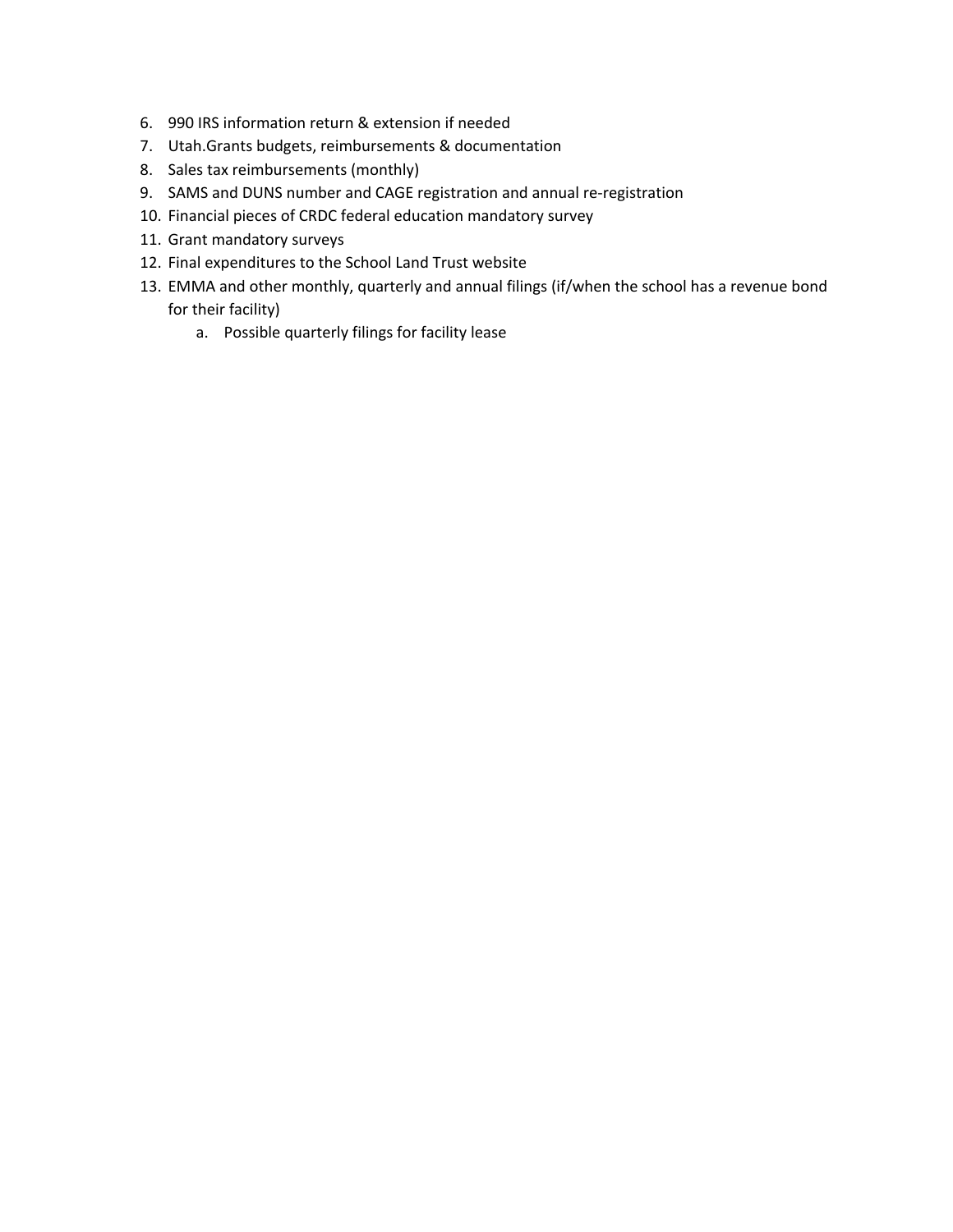6. 990 IRS information return & extension if needed
7. Utah.Grants budgets, reimbursements & documentation
8. Sales tax reimbursements (monthly)
9. SAMS and DUNS number and CAGE registration and annual re-registration
10. Financial pieces of CRDC federal education mandatory survey
11. Grant mandatory surveys
12. Final expenditures to the School Land Trust website
13. EMMA and other monthly, quarterly and annual filings (if/when the school has a revenue bond for their facility)
    a. Possible quarterly filings for facility lease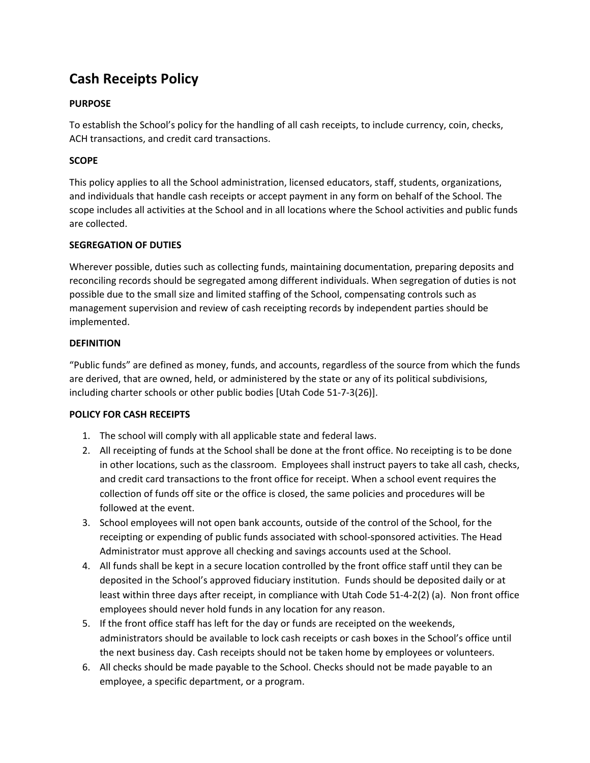# Cash Receipts Policy

**PURPOSE**

To establish the School's policy for the handling of all cash receipts, to include currency, coin, checks, ACH transactions, and credit card transactions.

**SCOPE**

This policy applies to all the School administration, licensed educators, staff, students, organizations, and individuals that handle cash receipts or accept payment in any form on behalf of the School. The scope includes all activities at the School and in all locations where the School activities and public funds are collected.

**SEGREGATION OF DUTIES**

Wherever possible, duties such as collecting funds, maintaining documentation, preparing deposits and reconciling records should be segregated among different individuals. When segregation of duties is not possible due to the small size and limited staffing of the School, compensating controls such as management supervision and review of cash receipting records by independent parties should be implemented.

**DEFINITION**

"Public funds" are defined as money, funds, and accounts, regardless of the source from which the funds are derived, that are owned, held, or administered by the state or any of its political subdivisions, including charter schools or other public bodies [Utah Code 51-7-3(26)].

**POLICY FOR CASH RECEIPTS**

1. The school will comply with all applicable state and federal laws.
2. All receipting of funds at the School shall be done at the front office. No receipting is to be done in other locations, such as the classroom. Employees shall instruct payers to take all cash, checks, and credit card transactions to the front office for receipt. When a school event requires the collection of funds off site or the office is closed, the same policies and procedures will be followed at the event.
3. School employees will not open bank accounts, outside of the control of the School, for the receipting or expending of public funds associated with school-sponsored activities. The Head Administrator must approve all checking and savings accounts used at the School.
4. All funds shall be kept in a secure location controlled by the front office staff until they can be deposited in the School's approved fiduciary institution. Funds should be deposited daily or at least within three days after receipt, in compliance with Utah Code 51-4-2(2) (a). Non front office employees should never hold funds in any location for any reason.
5. If the front office staff has left for the day or funds are receipted on the weekends, administrators should be available to lock cash receipts or cash boxes in the School's office until the next business day. Cash receipts should not be taken home by employees or volunteers.
6. All checks should be made payable to the School. Checks should not be made payable to an employee, a specific department, or a program.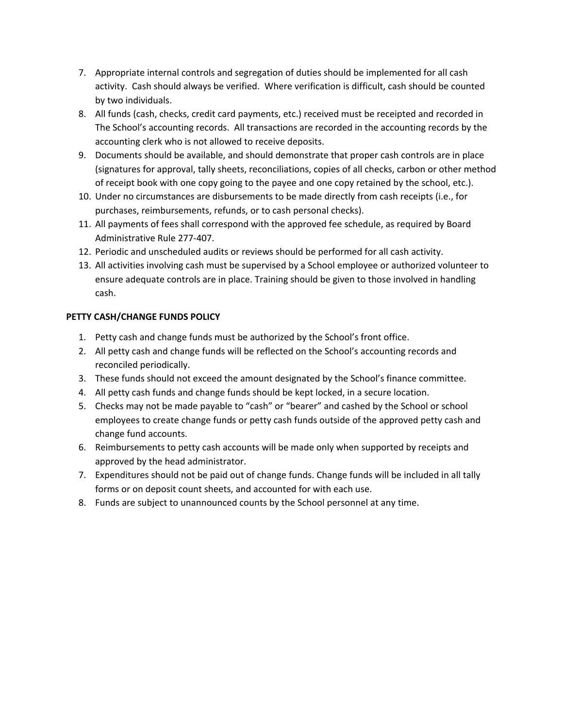7. Appropriate internal controls and segregation of duties should be implemented for all cash activity. Cash should always be verified. Where verification is difficult, cash should be counted by two individuals.
8. All funds (cash, checks, credit card payments, etc.) received must be receipted and recorded in The School's accounting records. All transactions are recorded in the accounting records by the accounting clerk who is not allowed to receive deposits.
9. Documents should be available, and should demonstrate that proper cash controls are in place (signatures for approval, tally sheets, reconciliations, copies of all checks, carbon or other method of receipt book with one copy going to the payee and one copy retained by the school, etc.).
10. Under no circumstances are disbursements to be made directly from cash receipts (i.e., for purchases, reimbursements, refunds, or to cash personal checks).
11. All payments of fees shall correspond with the approved fee schedule, as required by Board Administrative Rule 277-407.
12. Periodic and unscheduled audits or reviews should be performed for all cash activity.
13. All activities involving cash must be supervised by a School employee or authorized volunteer to ensure adequate controls are in place. Training should be given to those involved in handling cash.

**PETTY CASH/CHANGE FUNDS POLICY**

1. Petty cash and change funds must be authorized by the School's front office.
2. All petty cash and change funds will be reflected on the School's accounting records and reconciled periodically.
3. These funds should not exceed the amount designated by the School's finance committee.
4. All petty cash funds and change funds should be kept locked, in a secure location.
5. Checks may not be made payable to "cash" or "bearer" and cashed by the School or school employees to create change funds or petty cash funds outside of the approved petty cash and change fund accounts.
6. Reimbursements to petty cash accounts will be made only when supported by receipts and approved by the head administrator.
7. Expenditures should not be paid out of change funds. Change funds will be included in all tally forms or on deposit count sheets, and accounted for with each use.
8. Funds are subject to unannounced counts by the School personnel at any time.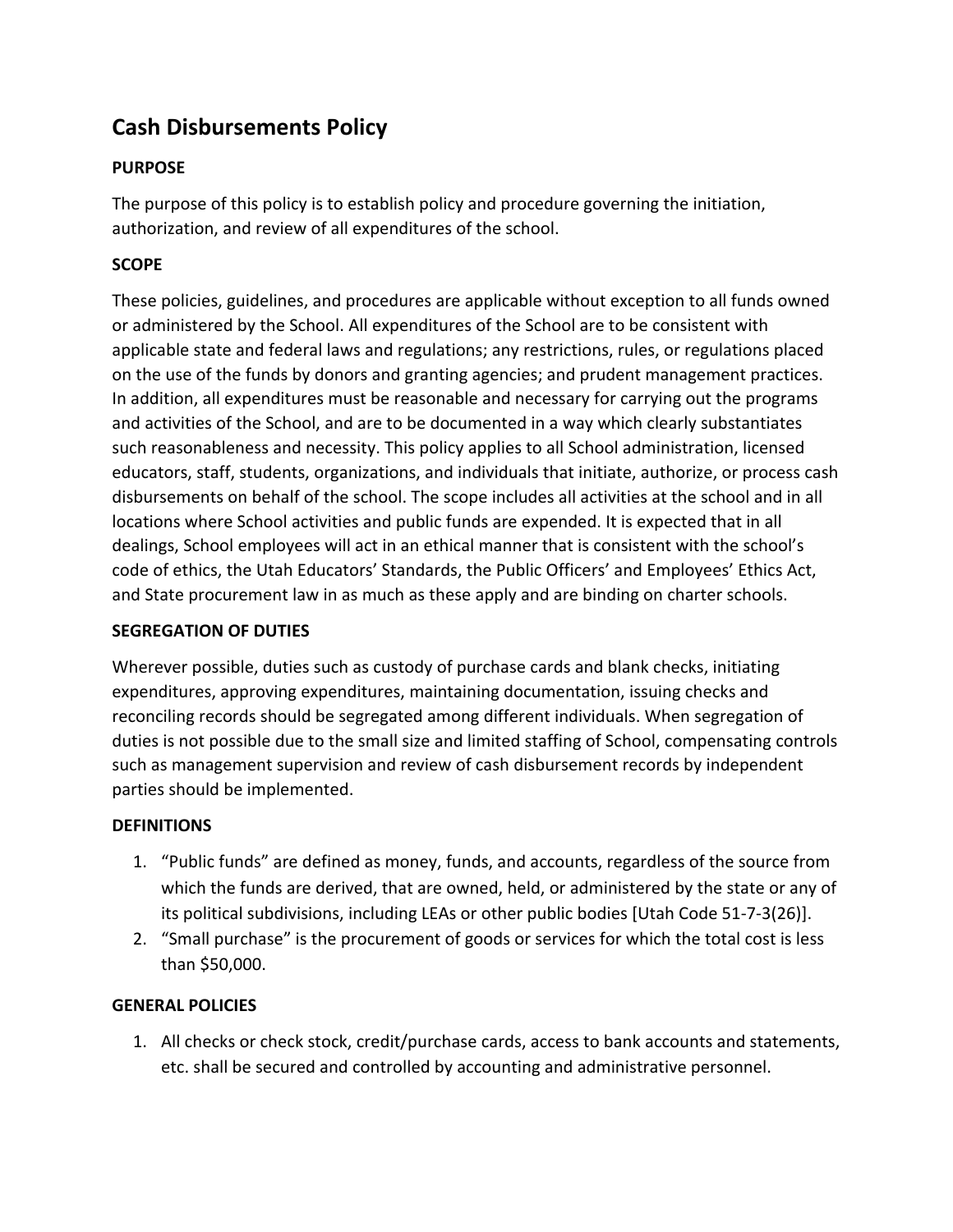## Cash Disbursements Policy

**PURPOSE**

The purpose of this policy is to establish policy and procedure governing the initiation, authorization, and review of all expenditures of the school.

**SCOPE**

These policies, guidelines, and procedures are applicable without exception to all funds owned or administered by the School. All expenditures of the School are to be consistent with applicable state and federal laws and regulations; any restrictions, rules, or regulations placed on the use of the funds by donors and granting agencies; and prudent management practices. In addition, all expenditures must be reasonable and necessary for carrying out the programs and activities of the School, and are to be documented in a way which clearly substantiates such reasonableness and necessity. This policy applies to all School administration, licensed educators, staff, students, organizations, and individuals that initiate, authorize, or process cash disbursements on behalf of the school. The scope includes all activities at the school and in all locations where School activities and public funds are expended. It is expected that in all dealings, School employees will act in an ethical manner that is consistent with the school's code of ethics, the Utah Educators' Standards, the Public Officers' and Employees' Ethics Act, and State procurement law in as much as these apply and are binding on charter schools.

**SEGREGATION OF DUTIES**

Wherever possible, duties such as custody of purchase cards and blank checks, initiating expenditures, approving expenditures, maintaining documentation, issuing checks and reconciling records should be segregated among different individuals. When segregation of duties is not possible due to the small size and limited staffing of School, compensating controls such as management supervision and review of cash disbursement records by independent parties should be implemented.

**DEFINITIONS**

1. "Public funds" are defined as money, funds, and accounts, regardless of the source from which the funds are derived, that are owned, held, or administered by the state or any of its political subdivisions, including LEAs or other public bodies [Utah Code 51-7-3(26)].
2. "Small purchase" is the procurement of goods or services for which the total cost is less than $50,000.

**GENERAL POLICIES**

1. All checks or check stock, credit/purchase cards, access to bank accounts and statements, etc. shall be secured and controlled by accounting and administrative personnel.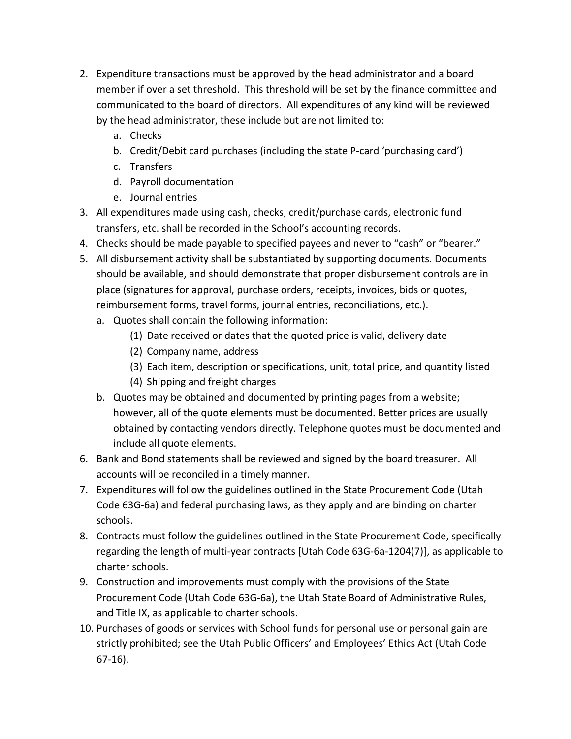2. Expenditure transactions must be approved by the head administrator and a board member if over a set threshold. This threshold will be set by the finance committee and communicated to the board of directors. All expenditures of any kind will be reviewed by the head administrator, these include but are not limited to:
    a. Checks
    b. Credit/Debit card purchases (including the state P-card 'purchasing card')
    c. Transfers
    d. Payroll documentation
    e. Journal entries
3. All expenditures made using cash, checks, credit/purchase cards, electronic fund transfers, etc. shall be recorded in the School's accounting records.
4. Checks should be made payable to specified payees and never to "cash" or "bearer."
5. All disbursement activity shall be substantiated by supporting documents. Documents should be available, and should demonstrate that proper disbursement controls are in place (signatures for approval, purchase orders, receipts, invoices, bids or quotes, reimbursement forms, travel forms, journal entries, reconciliations, etc.).
    a. Quotes shall contain the following information:
        (1) Date received or dates that the quoted price is valid, delivery date
        (2) Company name, address
        (3) Each item, description or specifications, unit, total price, and quantity listed
        (4) Shipping and freight charges
    b. Quotes may be obtained and documented by printing pages from a website; however, all of the quote elements must be documented. Better prices are usually obtained by contacting vendors directly. Telephone quotes must be documented and include all quote elements.
6. Bank and Bond statements shall be reviewed and signed by the board treasurer. All accounts will be reconciled in a timely manner.
7. Expenditures will follow the guidelines outlined in the State Procurement Code (Utah Code 63G-6a) and federal purchasing laws, as they apply and are binding on charter schools.
8. Contracts must follow the guidelines outlined in the State Procurement Code, specifically regarding the length of multi-year contracts [Utah Code 63G-6a-1204(7)], as applicable to charter schools.
9. Construction and improvements must comply with the provisions of the State Procurement Code (Utah Code 63G-6a), the Utah State Board of Administrative Rules, and Title IX, as applicable to charter schools.
10. Purchases of goods or services with School funds for personal use or personal gain are strictly prohibited; see the Utah Public Officers' and Employees' Ethics Act (Utah Code 67-16).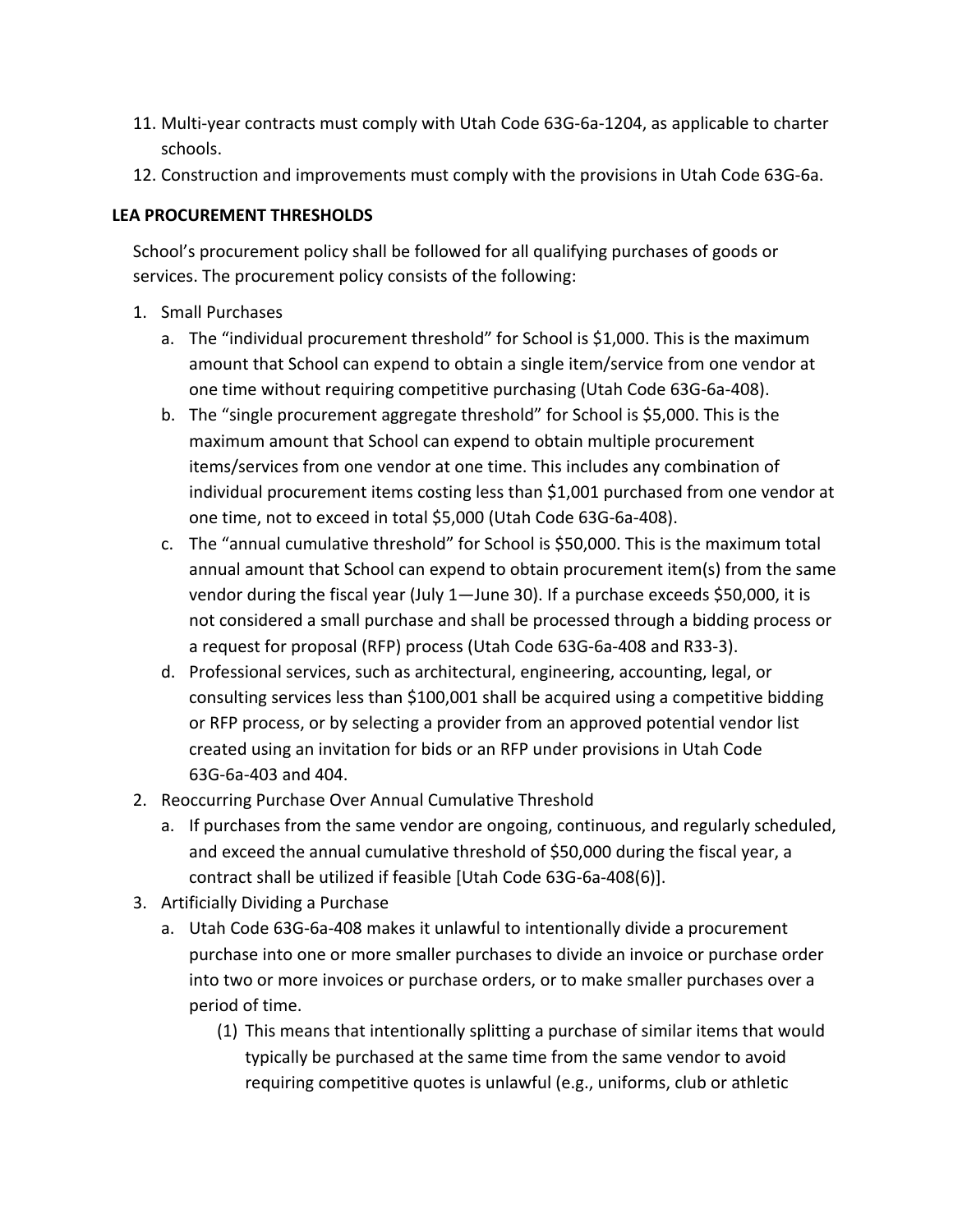11. Multi-year contracts must comply with Utah Code 63G-6a-1204, as applicable to charter schools.
12. Construction and improvements must comply with the provisions in Utah Code 63G-6a.

**LEA PROCUREMENT THRESHOLDS**

School's procurement policy shall be followed for all qualifying purchases of goods or services. The procurement policy consists of the following:

1. Small Purchases
   a. The "individual procurement threshold" for School is $1,000. This is the maximum amount that School can expend to obtain a single item/service from one vendor at one time without requiring competitive purchasing (Utah Code 63G-6a-408).
   b. The "single procurement aggregate threshold" for School is $5,000. This is the maximum amount that School can expend to obtain multiple procurement items/services from one vendor at one time. This includes any combination of individual procurement items costing less than $1,001 purchased from one vendor at one time, not to exceed in total $5,000 (Utah Code 63G-6a-408).
   c. The "annual cumulative threshold" for School is $50,000. This is the maximum total annual amount that School can expend to obtain procurement item(s) from the same vendor during the fiscal year (July 1—June 30). If a purchase exceeds $50,000, it is not considered a small purchase and shall be processed through a bidding process or a request for proposal (RFP) process (Utah Code 63G-6a-408 and R33-3).
   d. Professional services, such as architectural, engineering, accounting, legal, or consulting services less than $100,001 shall be acquired using a competitive bidding or RFP process, or by selecting a provider from an approved potential vendor list created using an invitation for bids or an RFP under provisions in Utah Code 63G-6a-403 and 404.
2. Reoccurring Purchase Over Annual Cumulative Threshold
   a. If purchases from the same vendor are ongoing, continuous, and regularly scheduled, and exceed the annual cumulative threshold of $50,000 during the fiscal year, a contract shall be utilized if feasible [Utah Code 63G-6a-408(6)].
3. Artificially Dividing a Purchase
   a. Utah Code 63G-6a-408 makes it unlawful to intentionally divide a procurement purchase into one or more smaller purchases to divide an invoice or purchase order into two or more invoices or purchase orders, or to make smaller purchases over a period of time.
      (1) This means that intentionally splitting a purchase of similar items that would typically be purchased at the same time from the same vendor to avoid requiring competitive quotes is unlawful (e.g., uniforms, club or athletic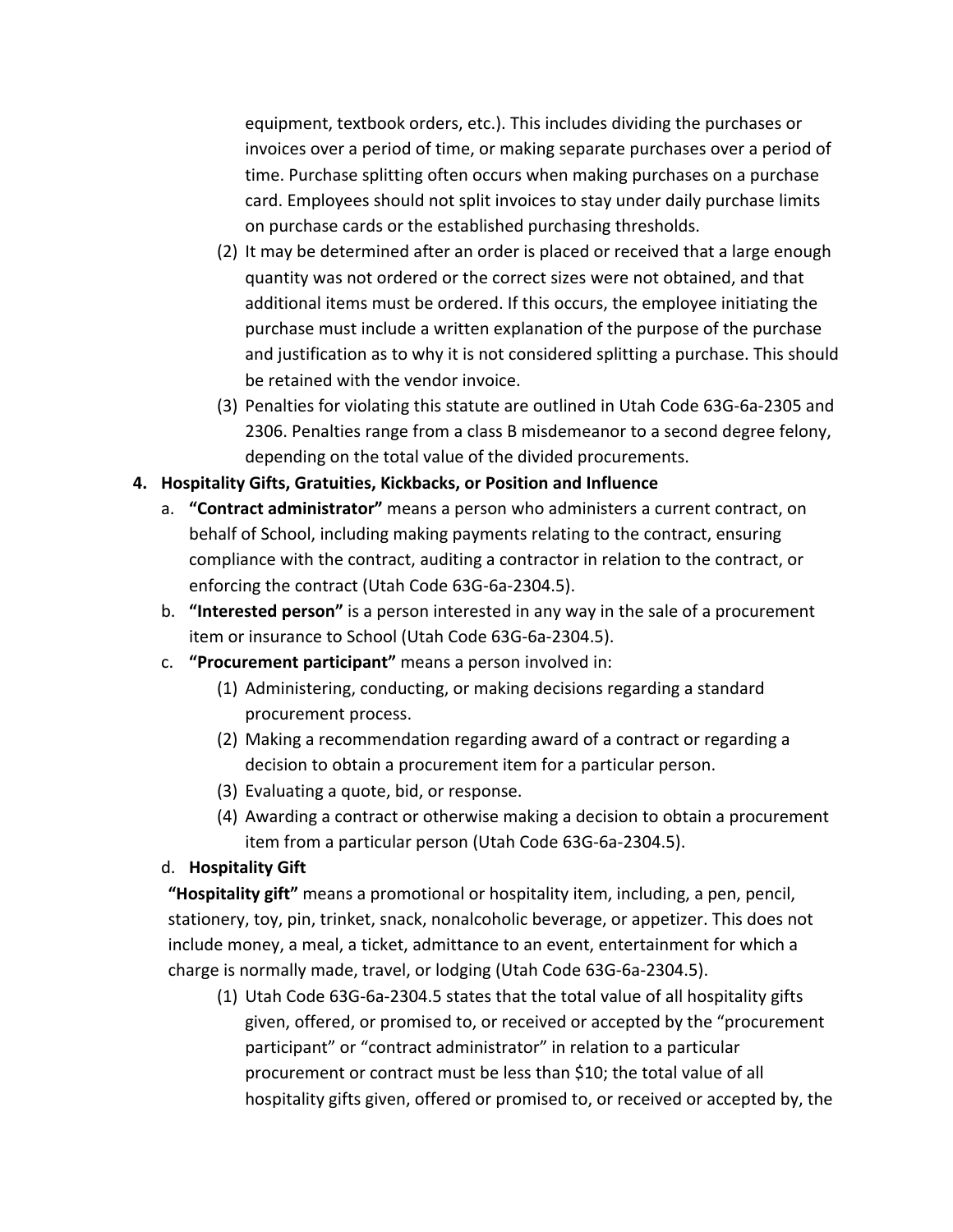equipment, textbook orders, etc.). This includes dividing the purchases or invoices over a period of time, or making separate purchases over a period of time. Purchase splitting often occurs when making purchases on a purchase card. Employees should not split invoices to stay under daily purchase limits on purchase cards or the established purchasing thresholds.

(2) It may be determined after an order is placed or received that a large enough quantity was not ordered or the correct sizes were not obtained, and that additional items must be ordered. If this occurs, the employee initiating the purchase must include a written explanation of the purpose of the purchase and justification as to why it is not considered splitting a purchase. This should be retained with the vendor invoice.

(3) Penalties for violating this statute are outlined in Utah Code 63G-6a-2305 and 2306. Penalties range from a class B misdemeanor to a second degree felony, depending on the total value of the divided procurements.

**4. Hospitality Gifts, Gratuities, Kickbacks, or Position and Influence**

a. **“Contract administrator”** means a person who administers a current contract, on behalf of School, including making payments relating to the contract, ensuring compliance with the contract, auditing a contractor in relation to the contract, or enforcing the contract (Utah Code 63G-6a-2304.5).

b. **“Interested person”** is a person interested in any way in the sale of a procurement item or insurance to School (Utah Code 63G-6a-2304.5).

c. **“Procurement participant”** means a person involved in:

(1) Administering, conducting, or making decisions regarding a standard procurement process.

(2) Making a recommendation regarding award of a contract or regarding a decision to obtain a procurement item for a particular person.

(3) Evaluating a quote, bid, or response.

(4) Awarding a contract or otherwise making a decision to obtain a procurement item from a particular person (Utah Code 63G-6a-2304.5).

d. **Hospitality Gift**

**“Hospitality gift”** means a promotional or hospitality item, including, a pen, pencil, stationery, toy, pin, trinket, snack, nonalcoholic beverage, or appetizer. This does not include money, a meal, a ticket, admittance to an event, entertainment for which a charge is normally made, travel, or lodging (Utah Code 63G-6a-2304.5).

(1) Utah Code 63G-6a-2304.5 states that the total value of all hospitality gifts given, offered, or promised to, or received or accepted by the “procurement participant” or “contract administrator” in relation to a particular procurement or contract must be less than $10; the total value of all hospitality gifts given, offered or promised to, or received or accepted by, the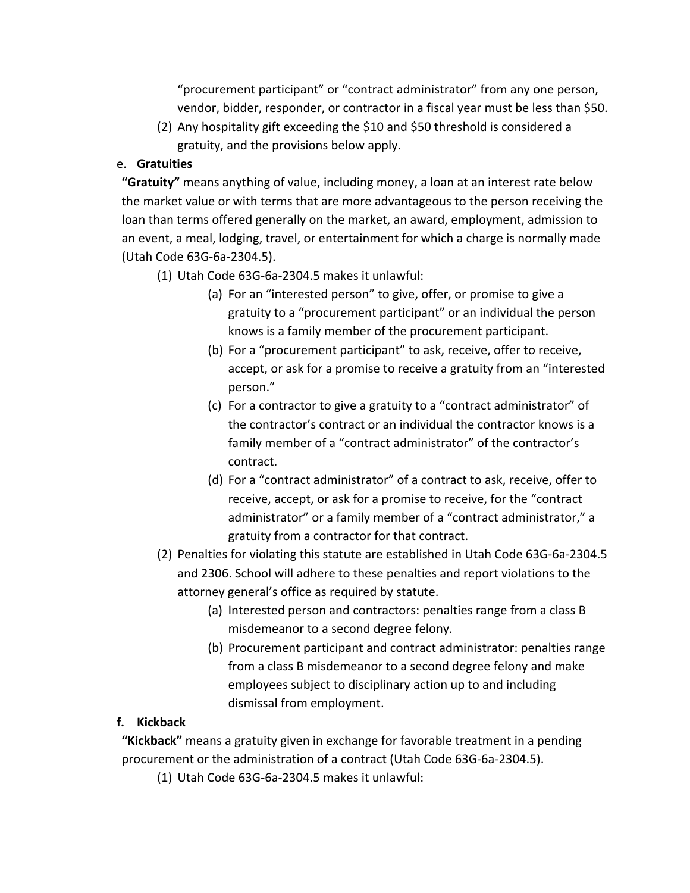"procurement participant" or "contract administrator" from any one person, vendor, bidder, responder, or contractor in a fiscal year must be less than $50.

(2) Any hospitality gift exceeding the $10 and $50 threshold is considered a gratuity, and the provisions below apply.

e. **Gratuities**

**"Gratuity"** means anything of value, including money, a loan at an interest rate below the market value or with terms that are more advantageous to the person receiving the loan than terms offered generally on the market, an award, employment, admission to an event, a meal, lodging, travel, or entertainment for which a charge is normally made (Utah Code 63G-6a-2304.5).

(1) Utah Code 63G-6a-2304.5 makes it unlawful:

(a) For an "interested person" to give, offer, or promise to give a gratuity to a "procurement participant" or an individual the person knows is a family member of the procurement participant.

(b) For a "procurement participant" to ask, receive, offer to receive, accept, or ask for a promise to receive a gratuity from an "interested person."

(c) For a contractor to give a gratuity to a "contract administrator" of the contractor's contract or an individual the contractor knows is a family member of a "contract administrator" of the contractor's contract.

(d) For a "contract administrator" of a contract to ask, receive, offer to receive, accept, or ask for a promise to receive, for the "contract administrator" or a family member of a "contract administrator," a gratuity from a contractor for that contract.

(2) Penalties for violating this statute are established in Utah Code 63G-6a-2304.5 and 2306. School will adhere to these penalties and report violations to the attorney general's office as required by statute.

(a) Interested person and contractors: penalties range from a class B misdemeanor to a second degree felony.

(b) Procurement participant and contract administrator: penalties range from a class B misdemeanor to a second degree felony and make employees subject to disciplinary action up to and including dismissal from employment.

**f. Kickback**

**"Kickback"** means a gratuity given in exchange for favorable treatment in a pending procurement or the administration of a contract (Utah Code 63G-6a-2304.5).

(1) Utah Code 63G-6a-2304.5 makes it unlawful: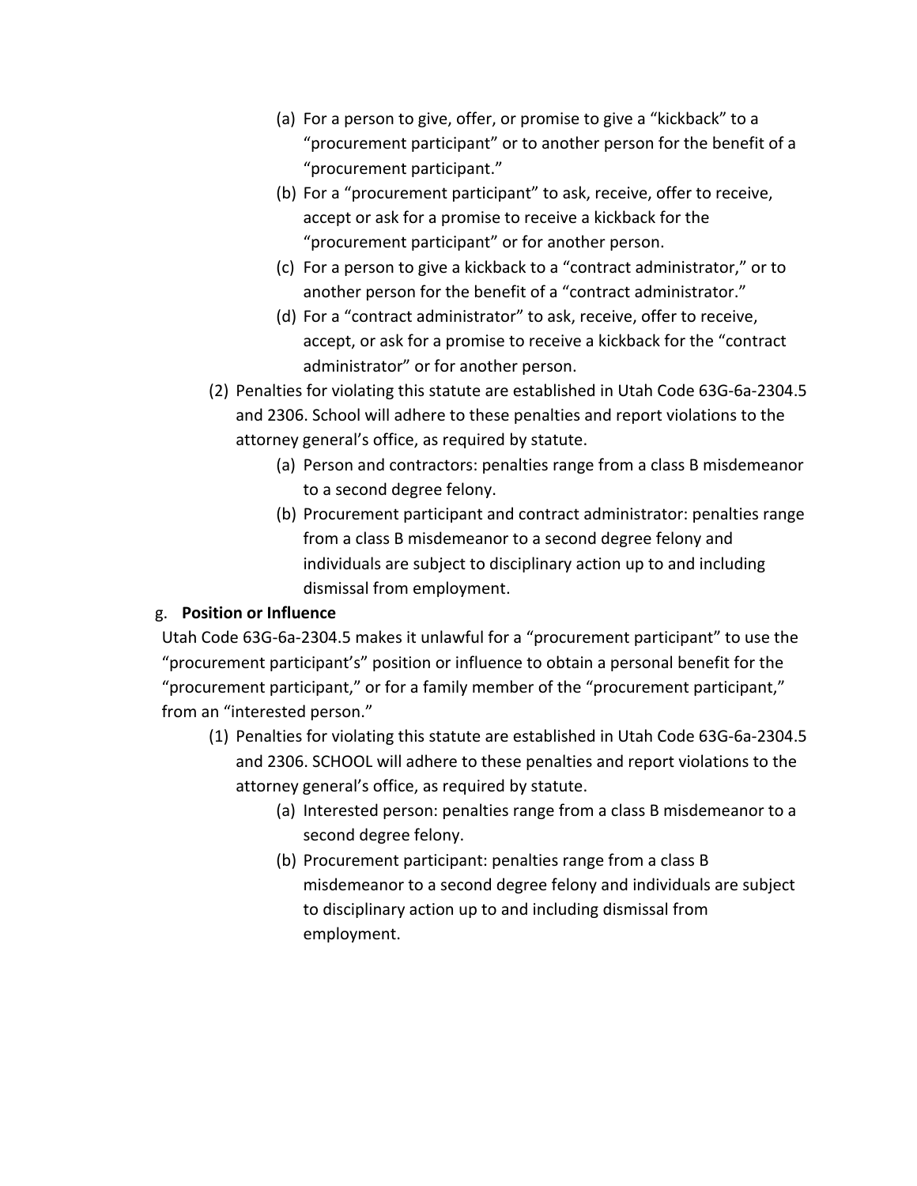- (a) For a person to give, offer, or promise to give a “kickback” to a “procurement participant” or to another person for the benefit of a “procurement participant.”
   - (b) For a “procurement participant” to ask, receive, offer to receive, accept or ask for a promise to receive a kickback for the “procurement participant” or for another person.
   - (c) For a person to give a kickback to a “contract administrator,” or to another person for the benefit of a “contract administrator.”
   - (d) For a “contract administrator” to ask, receive, offer to receive, accept, or ask for a promise to receive a kickback for the “contract administrator” or for another person.

- (2) Penalties for violating this statute are established in Utah Code 63G-6a-2304.5 and 2306. School will adhere to these penalties and report violations to the attorney general’s office, as required by statute.
   - (a) Person and contractors: penalties range from a class B misdemeanor to a second degree felony.
   - (b) Procurement participant and contract administrator: penalties range from a class B misdemeanor to a second degree felony and individuals are subject to disciplinary action up to and including dismissal from employment.

g. **Position or Influence**

Utah Code 63G-6a-2304.5 makes it unlawful for a “procurement participant” to use the “procurement participant’s” position or influence to obtain a personal benefit for the “procurement participant,” or for a family member of the “procurement participant,” from an “interested person.”

- (1) Penalties for violating this statute are established in Utah Code 63G-6a-2304.5 and 2306. SCHOOL will adhere to these penalties and report violations to the attorney general’s office, as required by statute.
   - (a) Interested person: penalties range from a class B misdemeanor to a second degree felony.
   - (b) Procurement participant: penalties range from a class B misdemeanor to a second degree felony and individuals are subject to disciplinary action up to and including dismissal from employment.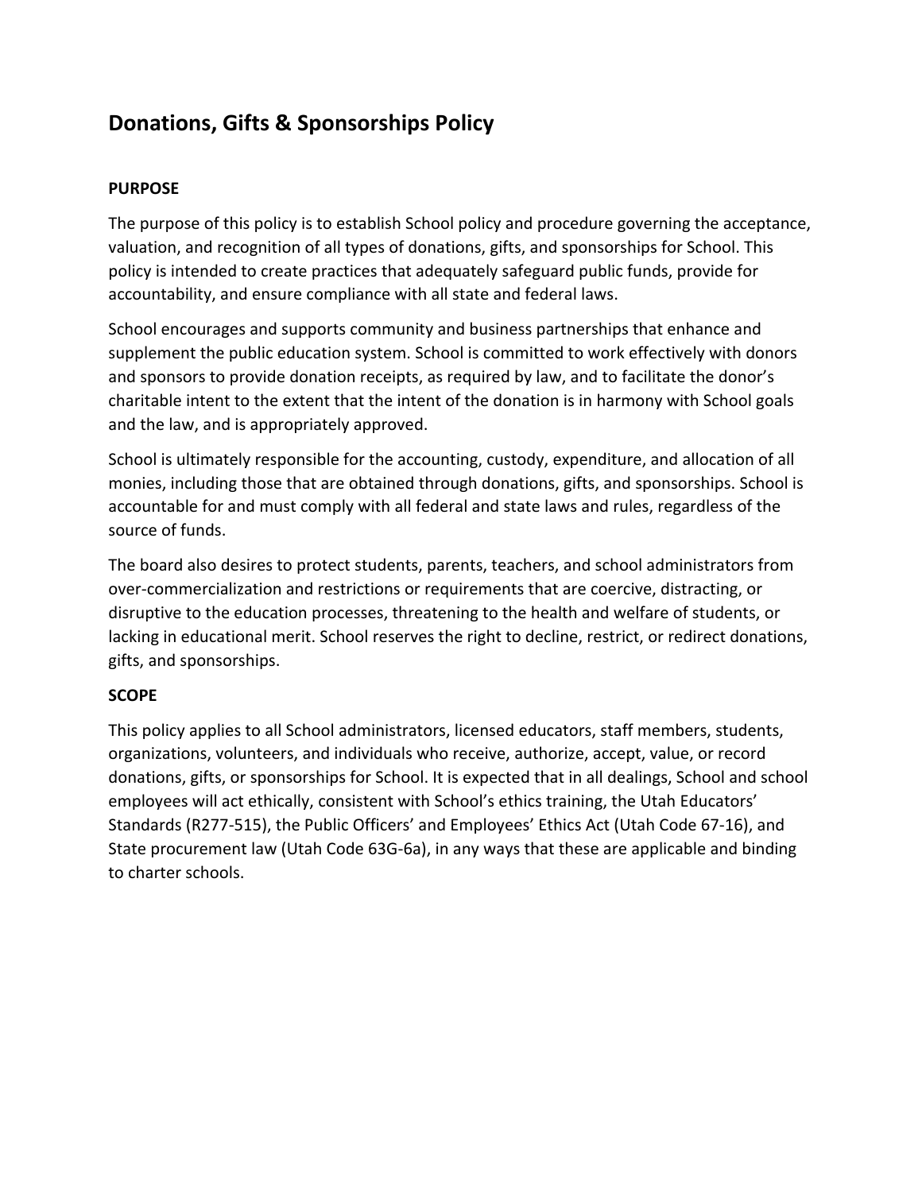## Donations, Gifts & Sponsorships Policy

**PURPOSE**

The purpose of this policy is to establish School policy and procedure governing the acceptance, valuation, and recognition of all types of donations, gifts, and sponsorships for School. This policy is intended to create practices that adequately safeguard public funds, provide for accountability, and ensure compliance with all state and federal laws.

School encourages and supports community and business partnerships that enhance and supplement the public education system. School is committed to work effectively with donors and sponsors to provide donation receipts, as required by law, and to facilitate the donor's charitable intent to the extent that the intent of the donation is in harmony with School goals and the law, and is appropriately approved.

School is ultimately responsible for the accounting, custody, expenditure, and allocation of all monies, including those that are obtained through donations, gifts, and sponsorships. School is accountable for and must comply with all federal and state laws and rules, regardless of the source of funds.

The board also desires to protect students, parents, teachers, and school administrators from over-commercialization and restrictions or requirements that are coercive, distracting, or disruptive to the education processes, threatening to the health and welfare of students, or lacking in educational merit. School reserves the right to decline, restrict, or redirect donations, gifts, and sponsorships.

**SCOPE**

This policy applies to all School administrators, licensed educators, staff members, students, organizations, volunteers, and individuals who receive, authorize, accept, value, or record donations, gifts, or sponsorships for School. It is expected that in all dealings, School and school employees will act ethically, consistent with School's ethics training, the Utah Educators' Standards (R277-515), the Public Officers' and Employees' Ethics Act (Utah Code 67-16), and State procurement law (Utah Code 63G-6a), in any ways that these are applicable and binding to charter schools.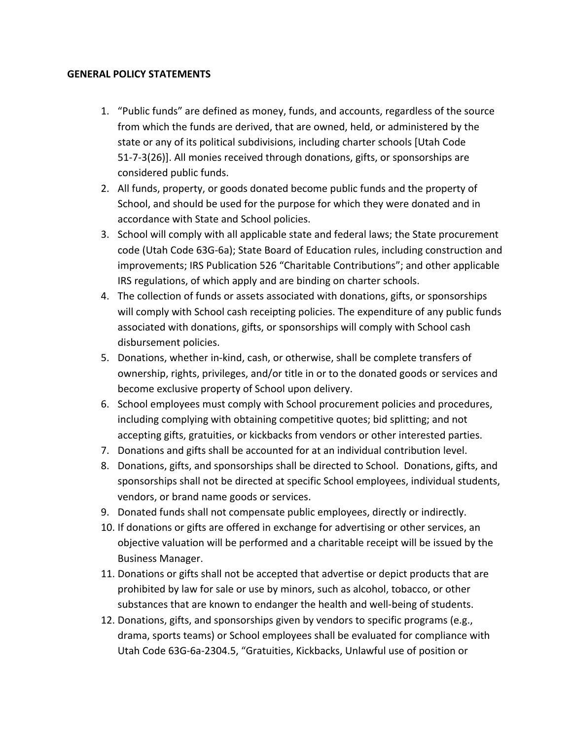**GENERAL POLICY STATEMENTS**

1. "Public funds" are defined as money, funds, and accounts, regardless of the source from which the funds are derived, that are owned, held, or administered by the state or any of its political subdivisions, including charter schools [Utah Code 51-7-3(26)]. All monies received through donations, gifts, or sponsorships are considered public funds.
2. All funds, property, or goods donated become public funds and the property of School, and should be used for the purpose for which they were donated and in accordance with State and School policies.
3. School will comply with all applicable state and federal laws; the State procurement code (Utah Code 63G-6a); State Board of Education rules, including construction and improvements; IRS Publication 526 "Charitable Contributions"; and other applicable IRS regulations, of which apply and are binding on charter schools.
4. The collection of funds or assets associated with donations, gifts, or sponsorships will comply with School cash receipting policies. The expenditure of any public funds associated with donations, gifts, or sponsorships will comply with School cash disbursement policies.
5. Donations, whether in-kind, cash, or otherwise, shall be complete transfers of ownership, rights, privileges, and/or title in or to the donated goods or services and become exclusive property of School upon delivery.
6. School employees must comply with School procurement policies and procedures, including complying with obtaining competitive quotes; bid splitting; and not accepting gifts, gratuities, or kickbacks from vendors or other interested parties.
7. Donations and gifts shall be accounted for at an individual contribution level.
8. Donations, gifts, and sponsorships shall be directed to School. Donations, gifts, and sponsorships shall not be directed at specific School employees, individual students, vendors, or brand name goods or services.
9. Donated funds shall not compensate public employees, directly or indirectly.
10. If donations or gifts are offered in exchange for advertising or other services, an objective valuation will be performed and a charitable receipt will be issued by the Business Manager.
11. Donations or gifts shall not be accepted that advertise or depict products that are prohibited by law for sale or use by minors, such as alcohol, tobacco, or other substances that are known to endanger the health and well-being of students.
12. Donations, gifts, and sponsorships given by vendors to specific programs (e.g., drama, sports teams) or School employees shall be evaluated for compliance with Utah Code 63G-6a-2304.5, "Gratuities, Kickbacks, Unlawful use of position or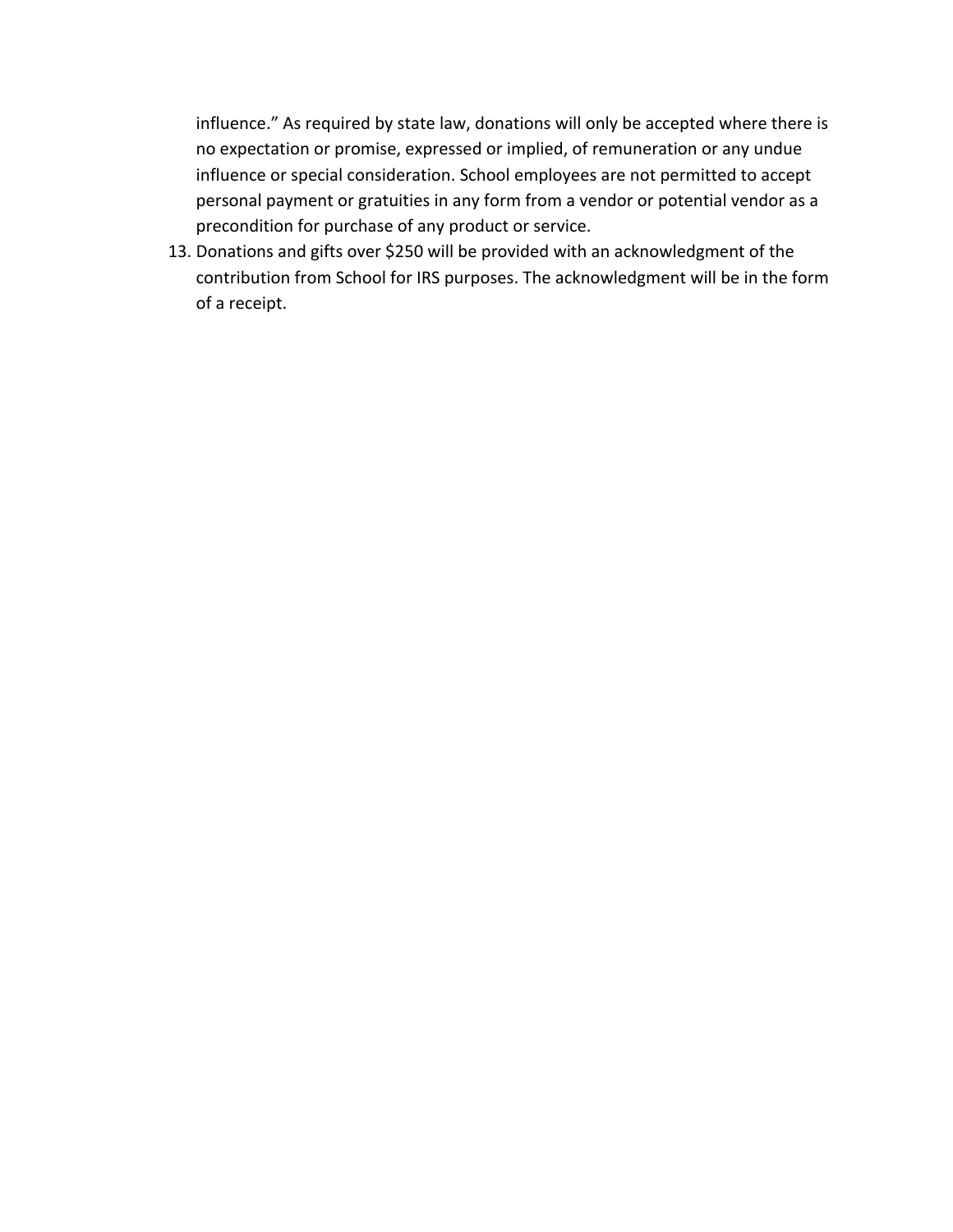influence." As required by state law, donations will only be accepted where there is no expectation or promise, expressed or implied, of remuneration or any undue influence or special consideration. School employees are not permitted to accept personal payment or gratuities in any form from a vendor or potential vendor as a precondition for purchase of any product or service.

13. Donations and gifts over $250 will be provided with an acknowledgment of the contribution from School for IRS purposes. The acknowledgment will be in the form of a receipt.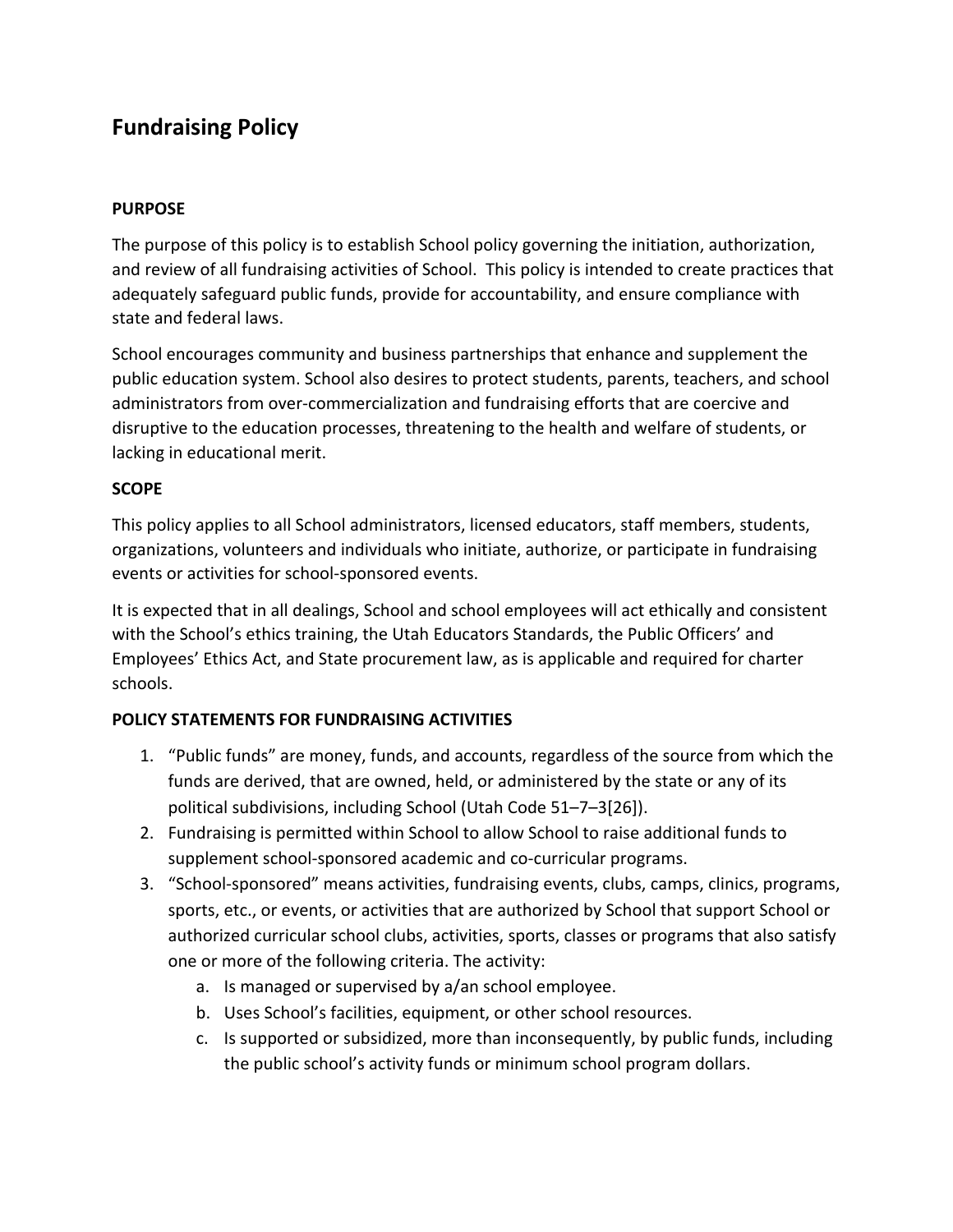# Fundraising Policy

**PURPOSE**

The purpose of this policy is to establish School policy governing the initiation, authorization, and review of all fundraising activities of School. This policy is intended to create practices that adequately safeguard public funds, provide for accountability, and ensure compliance with state and federal laws.

School encourages community and business partnerships that enhance and supplement the public education system. School also desires to protect students, parents, teachers, and school administrators from over-commercialization and fundraising efforts that are coercive and disruptive to the education processes, threatening to the health and welfare of students, or lacking in educational merit.

**SCOPE**

This policy applies to all School administrators, licensed educators, staff members, students, organizations, volunteers and individuals who initiate, authorize, or participate in fundraising events or activities for school-sponsored events.

It is expected that in all dealings, School and school employees will act ethically and consistent with the School's ethics training, the Utah Educators Standards, the Public Officers' and Employees' Ethics Act, and State procurement law, as is applicable and required for charter schools.

**POLICY STATEMENTS FOR FUNDRAISING ACTIVITIES**

1. "Public funds" are money, funds, and accounts, regardless of the source from which the funds are derived, that are owned, held, or administered by the state or any of its political subdivisions, including School (Utah Code 51–7–3[26]).
2. Fundraising is permitted within School to allow School to raise additional funds to supplement school-sponsored academic and co-curricular programs.
3. "School-sponsored" means activities, fundraising events, clubs, camps, clinics, programs, sports, etc., or events, or activities that are authorized by School that support School or authorized curricular school clubs, activities, sports, classes or programs that also satisfy one or more of the following criteria. The activity:
   a. Is managed or supervised by a/an school employee.
   b. Uses School's facilities, equipment, or other school resources.
   c. Is supported or subsidized, more than inconsequently, by public funds, including the public school's activity funds or minimum school program dollars.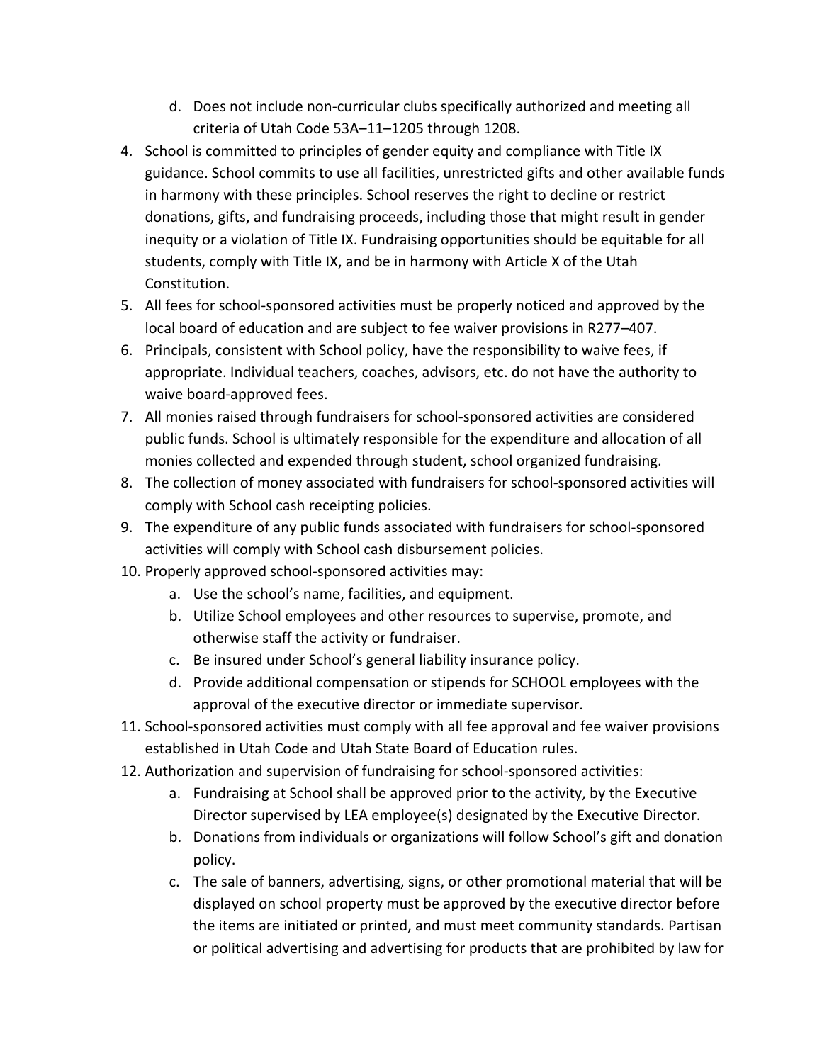d. Does not include non-curricular clubs specifically authorized and meeting all criteria of Utah Code 53A–11–1205 through 1208.

4. School is committed to principles of gender equity and compliance with Title IX guidance. School commits to use all facilities, unrestricted gifts and other available funds in harmony with these principles. School reserves the right to decline or restrict donations, gifts, and fundraising proceeds, including those that might result in gender inequity or a violation of Title IX. Fundraising opportunities should be equitable for all students, comply with Title IX, and be in harmony with Article X of the Utah Constitution.
5. All fees for school-sponsored activities must be properly noticed and approved by the local board of education and are subject to fee waiver provisions in R277–407.
6. Principals, consistent with School policy, have the responsibility to waive fees, if appropriate. Individual teachers, coaches, advisors, etc. do not have the authority to waive board-approved fees.
7. All monies raised through fundraisers for school-sponsored activities are considered public funds. School is ultimately responsible for the expenditure and allocation of all monies collected and expended through student, school organized fundraising.
8. The collection of money associated with fundraisers for school-sponsored activities will comply with School cash receipting policies.
9. The expenditure of any public funds associated with fundraisers for school-sponsored activities will comply with School cash disbursement policies.
10. Properly approved school-sponsored activities may:
    a. Use the school's name, facilities, and equipment.
    b. Utilize School employees and other resources to supervise, promote, and otherwise staff the activity or fundraiser.
    c. Be insured under School's general liability insurance policy.
    d. Provide additional compensation or stipends for SCHOOL employees with the approval of the executive director or immediate supervisor.
11. School-sponsored activities must comply with all fee approval and fee waiver provisions established in Utah Code and Utah State Board of Education rules.
12. Authorization and supervision of fundraising for school-sponsored activities:
    a. Fundraising at School shall be approved prior to the activity, by the Executive Director supervised by LEA employee(s) designated by the Executive Director.
    b. Donations from individuals or organizations will follow School's gift and donation policy.
    c. The sale of banners, advertising, signs, or other promotional material that will be displayed on school property must be approved by the executive director before the items are initiated or printed, and must meet community standards. Partisan or political advertising and advertising for products that are prohibited by law for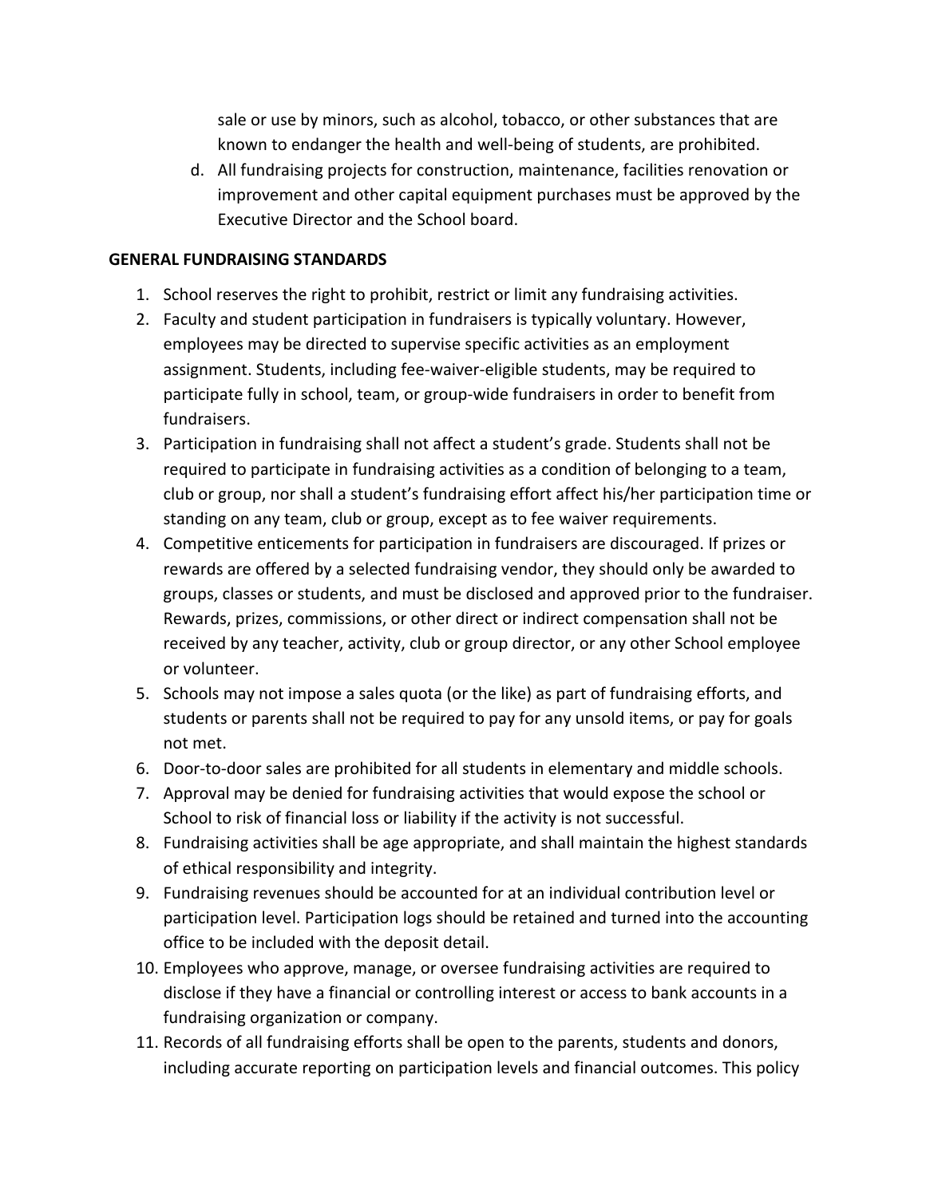sale or use by minors, such as alcohol, tobacco, or other substances that are known to endanger the health and well-being of students, are prohibited.

d. All fundraising projects for construction, maintenance, facilities renovation or improvement and other capital equipment purchases must be approved by the Executive Director and the School board.

**GENERAL FUNDRAISING STANDARDS**

1. School reserves the right to prohibit, restrict or limit any fundraising activities.
2. Faculty and student participation in fundraisers is typically voluntary. However, employees may be directed to supervise specific activities as an employment assignment. Students, including fee-waiver-eligible students, may be required to participate fully in school, team, or group-wide fundraisers in order to benefit from fundraisers.
3. Participation in fundraising shall not affect a student's grade. Students shall not be required to participate in fundraising activities as a condition of belonging to a team, club or group, nor shall a student's fundraising effort affect his/her participation time or standing on any team, club or group, except as to fee waiver requirements.
4. Competitive enticements for participation in fundraisers are discouraged. If prizes or rewards are offered by a selected fundraising vendor, they should only be awarded to groups, classes or students, and must be disclosed and approved prior to the fundraiser. Rewards, prizes, commissions, or other direct or indirect compensation shall not be received by any teacher, activity, club or group director, or any other School employee or volunteer.
5. Schools may not impose a sales quota (or the like) as part of fundraising efforts, and students or parents shall not be required to pay for any unsold items, or pay for goals not met.
6. Door-to-door sales are prohibited for all students in elementary and middle schools.
7. Approval may be denied for fundraising activities that would expose the school or School to risk of financial loss or liability if the activity is not successful.
8. Fundraising activities shall be age appropriate, and shall maintain the highest standards of ethical responsibility and integrity.
9. Fundraising revenues should be accounted for at an individual contribution level or participation level. Participation logs should be retained and turned into the accounting office to be included with the deposit detail.
10. Employees who approve, manage, or oversee fundraising activities are required to disclose if they have a financial or controlling interest or access to bank accounts in a fundraising organization or company.
11. Records of all fundraising efforts shall be open to the parents, students and donors, including accurate reporting on participation levels and financial outcomes. This policy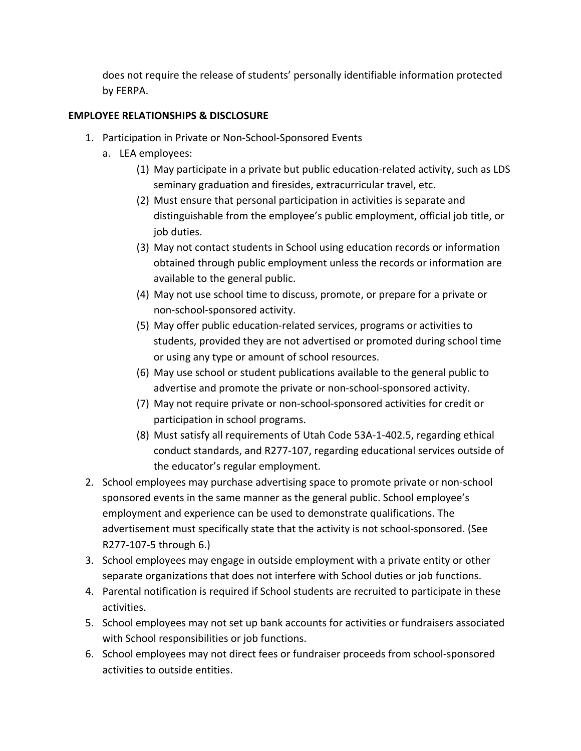does not require the release of students' personally identifiable information protected by FERPA.

**EMPLOYEE RELATIONSHIPS & DISCLOSURE**

1. Participation in Private or Non-School-Sponsored Events
   a. LEA employees:
      (1) May participate in a private but public education-related activity, such as LDS seminary graduation and firesides, extracurricular travel, etc.
      (2) Must ensure that personal participation in activities is separate and distinguishable from the employee's public employment, official job title, or job duties.
      (3) May not contact students in School using education records or information obtained through public employment unless the records or information are available to the general public.
      (4) May not use school time to discuss, promote, or prepare for a private or non-school-sponsored activity.
      (5) May offer public education-related services, programs or activities to students, provided they are not advertised or promoted during school time or using any type or amount of school resources.
      (6) May use school or student publications available to the general public to advertise and promote the private or non-school-sponsored activity.
      (7) May not require private or non-school-sponsored activities for credit or participation in school programs.
      (8) Must satisfy all requirements of Utah Code 53A-1-402.5, regarding ethical conduct standards, and R277-107, regarding educational services outside of the educator's regular employment.
2. School employees may purchase advertising space to promote private or non-school sponsored events in the same manner as the general public. School employee's employment and experience can be used to demonstrate qualifications. The advertisement must specifically state that the activity is not school-sponsored. (See R277-107-5 through 6.)
3. School employees may engage in outside employment with a private entity or other separate organizations that does not interfere with School duties or job functions.
4. Parental notification is required if School students are recruited to participate in these activities.
5. School employees may not set up bank accounts for activities or fundraisers associated with School responsibilities or job functions.
6. School employees may not direct fees or fundraiser proceeds from school-sponsored activities to outside entities.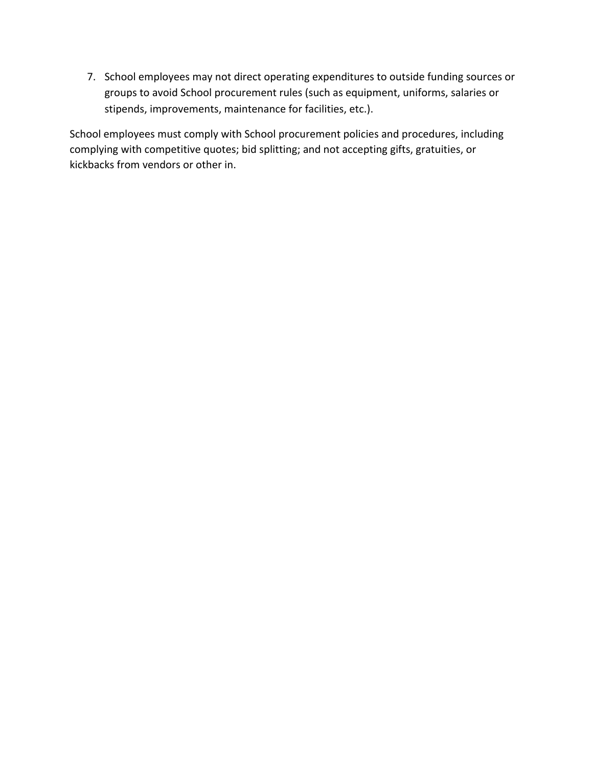7. School employees may not direct operating expenditures to outside funding sources or groups to avoid School procurement rules (such as equipment, uniforms, salaries or stipends, improvements, maintenance for facilities, etc.).

School employees must comply with School procurement policies and procedures, including complying with competitive quotes; bid splitting; and not accepting gifts, gratuities, or kickbacks from vendors or other in.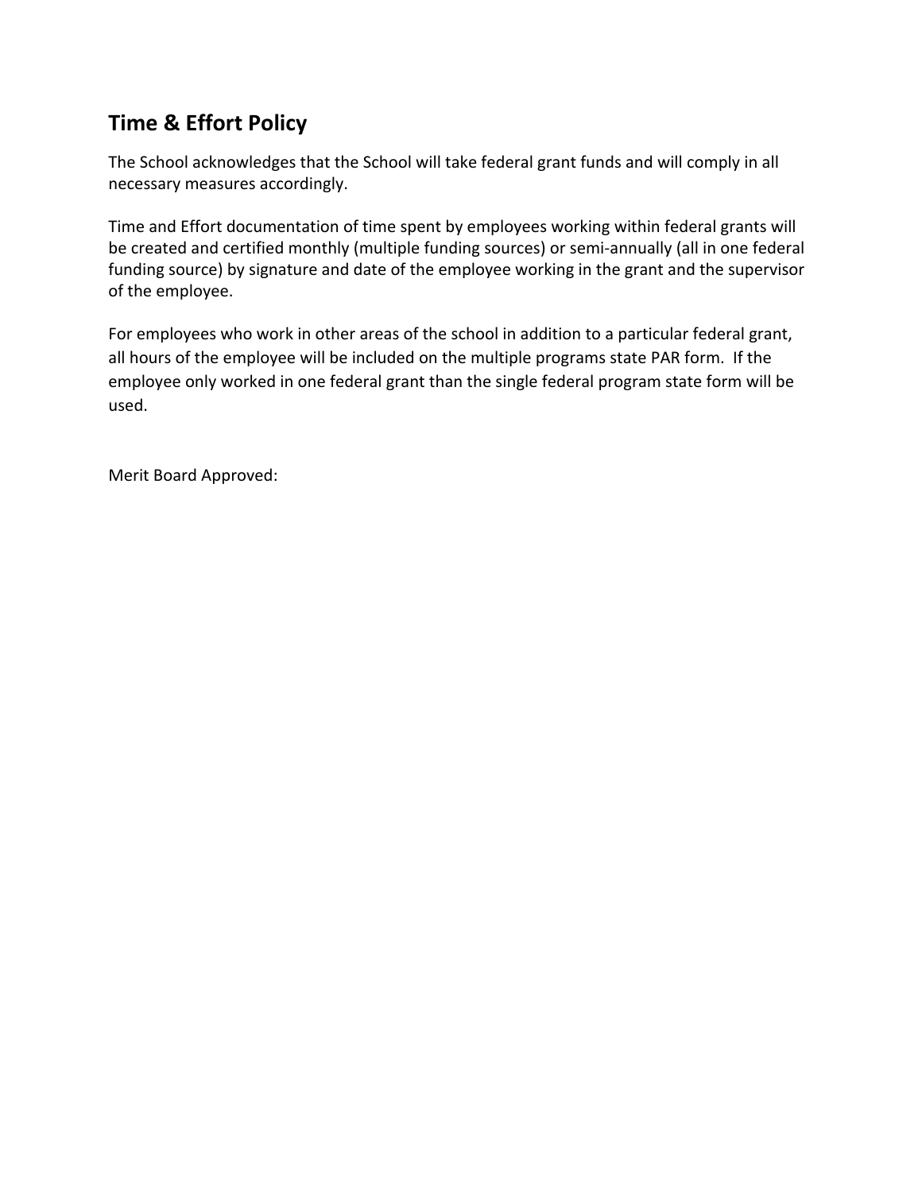## Time & Effort Policy

The School acknowledges that the School will take federal grant funds and will comply in all necessary measures accordingly.

Time and Effort documentation of time spent by employees working within federal grants will be created and certified monthly (multiple funding sources) or semi-annually (all in one federal funding source) by signature and date of the employee working in the grant and the supervisor of the employee.

For employees who work in other areas of the school in addition to a particular federal grant, all hours of the employee will be included on the multiple programs state PAR form. If the employee only worked in one federal grant than the single federal program state form will be used.

Merit Board Approved: